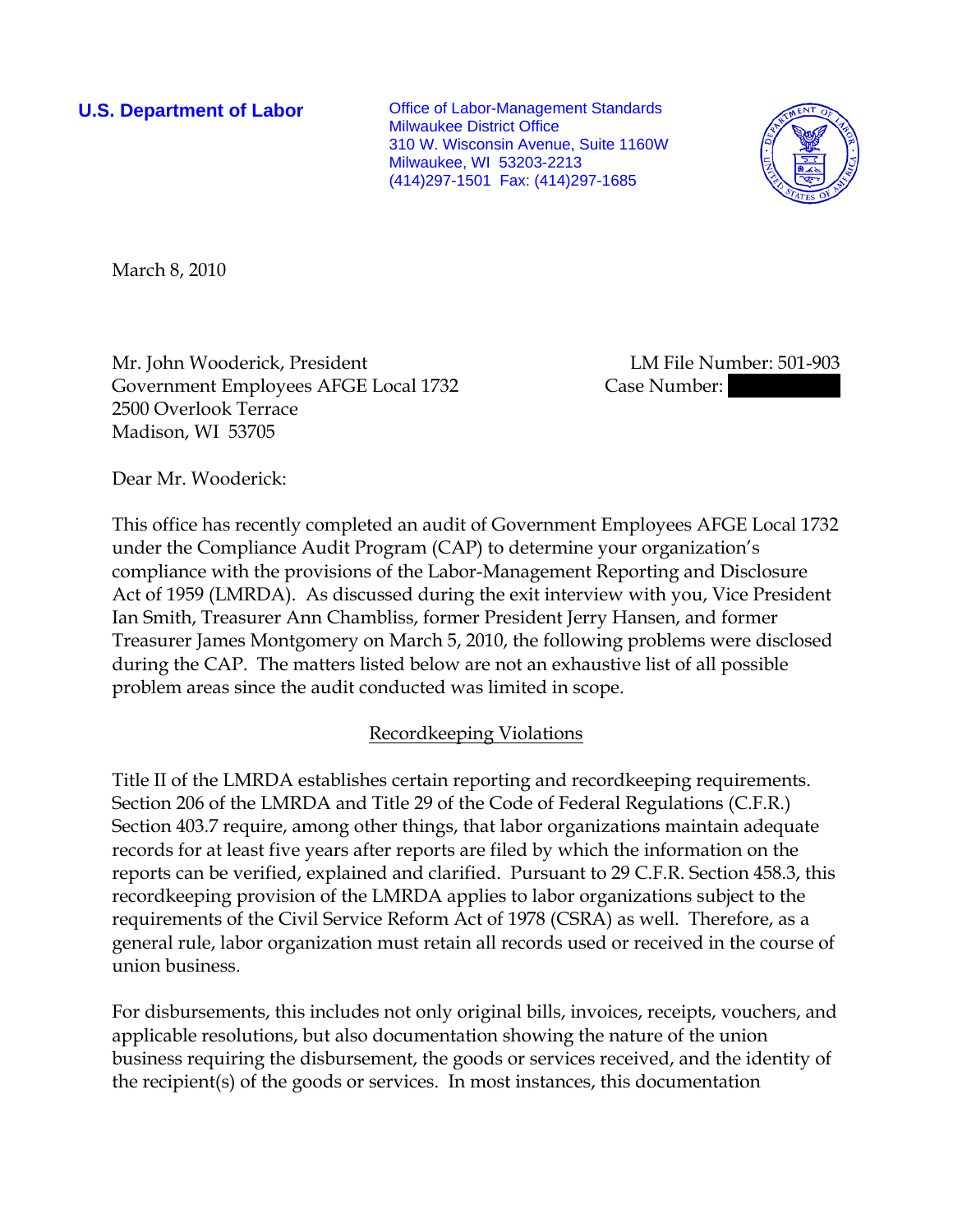**U.S. Department of Labor**

Office of Labor-Management Standards
Milwaukee District Office
310 W. Wisconsin Avenue, Suite 1160W
Milwaukee, WI 53203-2213
(414)297-1501 Fax: (414)297-1685

March 8, 2010

Mr. John Wooderick, President
Government Employees AFGE Local 1732
2500 Overlook Terrace
Madison, WI 53705

LM File Number: 501-903
Case Number:

Dear Mr. Wooderick:

This office has recently completed an audit of Government Employees AFGE Local 1732 under the Compliance Audit Program (CAP) to determine your organization's compliance with the provisions of the Labor-Management Reporting and Disclosure Act of 1959 (LMRDA). As discussed during the exit interview with you, Vice President Ian Smith, Treasurer Ann Chambliss, former President Jerry Hansen, and former Treasurer James Montgomery on March 5, 2010, the following problems were disclosed during the CAP. The matters listed below are not an exhaustive list of all possible problem areas since the audit conducted was limited in scope.

## Recordkeeping Violations

Title II of the LMRDA establishes certain reporting and recordkeeping requirements. Section 206 of the LMRDA and Title 29 of the Code of Federal Regulations (C.F.R.) Section 403.7 require, among other things, that labor organizations maintain adequate records for at least five years after reports are filed by which the information on the reports can be verified, explained and clarified. Pursuant to 29 C.F.R. Section 458.3, this recordkeeping provision of the LMRDA applies to labor organizations subject to the requirements of the Civil Service Reform Act of 1978 (CSRA) as well. Therefore, as a general rule, labor organization must retain all records used or received in the course of union business.

For disbursements, this includes not only original bills, invoices, receipts, vouchers, and applicable resolutions, but also documentation showing the nature of the union business requiring the disbursement, the goods or services received, and the identity of the recipient(s) of the goods or services. In most instances, this documentation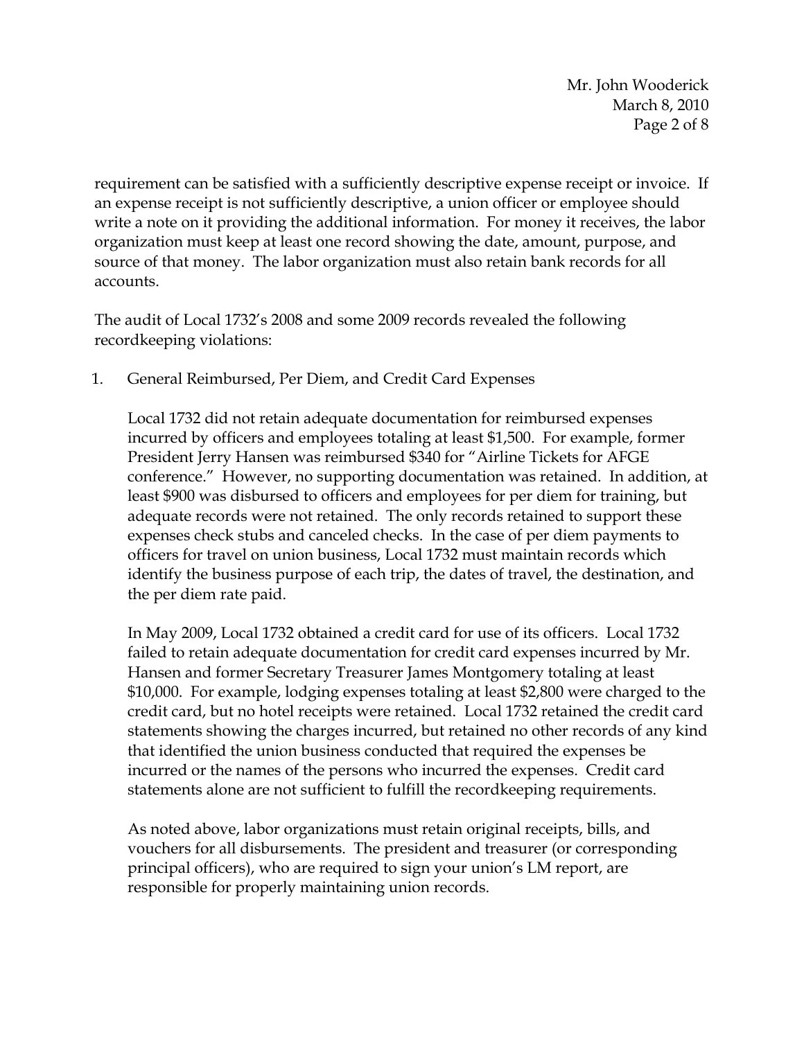requirement can be satisfied with a sufficiently descriptive expense receipt or invoice. If an expense receipt is not sufficiently descriptive, a union officer or employee should write a note on it providing the additional information. For money it receives, the labor organization must keep at least one record showing the date, amount, purpose, and source of that money. The labor organization must also retain bank records for all accounts.

The audit of Local 1732's 2008 and some 2009 records revealed the following recordkeeping violations:

1. General Reimbursed, Per Diem, and Credit Card Expenses

   Local 1732 did not retain adequate documentation for reimbursed expenses incurred by officers and employees totaling at least $1,500. For example, former President Jerry Hansen was reimbursed $340 for "Airline Tickets for AFGE conference." However, no supporting documentation was retained. In addition, at least $900 was disbursed to officers and employees for per diem for training, but adequate records were not retained. The only records retained to support these expenses check stubs and canceled checks. In the case of per diem payments to officers for travel on union business, Local 1732 must maintain records which identify the business purpose of each trip, the dates of travel, the destination, and the per diem rate paid.

   In May 2009, Local 1732 obtained a credit card for use of its officers. Local 1732 failed to retain adequate documentation for credit card expenses incurred by Mr. Hansen and former Secretary Treasurer James Montgomery totaling at least $10,000. For example, lodging expenses totaling at least $2,800 were charged to the credit card, but no hotel receipts were retained. Local 1732 retained the credit card statements showing the charges incurred, but retained no other records of any kind that identified the union business conducted that required the expenses be incurred or the names of the persons who incurred the expenses. Credit card statements alone are not sufficient to fulfill the recordkeeping requirements.

   As noted above, labor organizations must retain original receipts, bills, and vouchers for all disbursements. The president and treasurer (or corresponding principal officers), who are required to sign your union's LM report, are responsible for properly maintaining union records.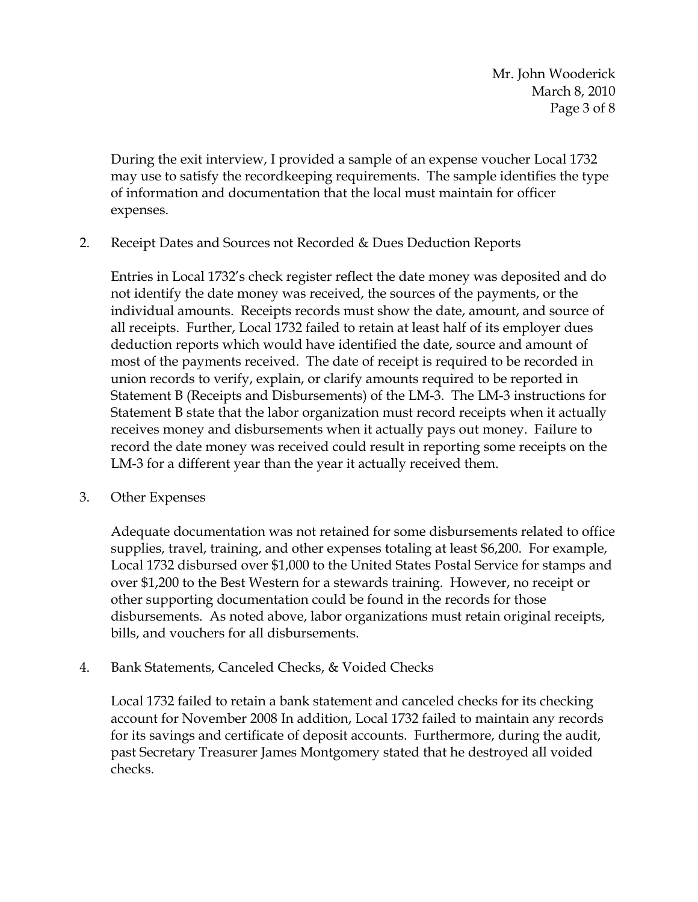During the exit interview, I provided a sample of an expense voucher Local 1732 may use to satisfy the recordkeeping requirements. The sample identifies the type of information and documentation that the local must maintain for officer expenses.

2. Receipt Dates and Sources not Recorded & Dues Deduction Reports

   Entries in Local 1732's check register reflect the date money was deposited and do not identify the date money was received, the sources of the payments, or the individual amounts. Receipts records must show the date, amount, and source of all receipts. Further, Local 1732 failed to retain at least half of its employer dues deduction reports which would have identified the date, source and amount of most of the payments received. The date of receipt is required to be recorded in union records to verify, explain, or clarify amounts required to be reported in Statement B (Receipts and Disbursements) of the LM-3. The LM-3 instructions for Statement B state that the labor organization must record receipts when it actually receives money and disbursements when it actually pays out money. Failure to record the date money was received could result in reporting some receipts on the LM-3 for a different year than the year it actually received them.

3. Other Expenses

   Adequate documentation was not retained for some disbursements related to office supplies, travel, training, and other expenses totaling at least $6,200. For example, Local 1732 disbursed over $1,000 to the United States Postal Service for stamps and over $1,200 to the Best Western for a stewards training. However, no receipt or other supporting documentation could be found in the records for those disbursements. As noted above, labor organizations must retain original receipts, bills, and vouchers for all disbursements.

4. Bank Statements, Canceled Checks, & Voided Checks

   Local 1732 failed to retain a bank statement and canceled checks for its checking account for November 2008 In addition, Local 1732 failed to maintain any records for its savings and certificate of deposit accounts. Furthermore, during the audit, past Secretary Treasurer James Montgomery stated that he destroyed all voided checks.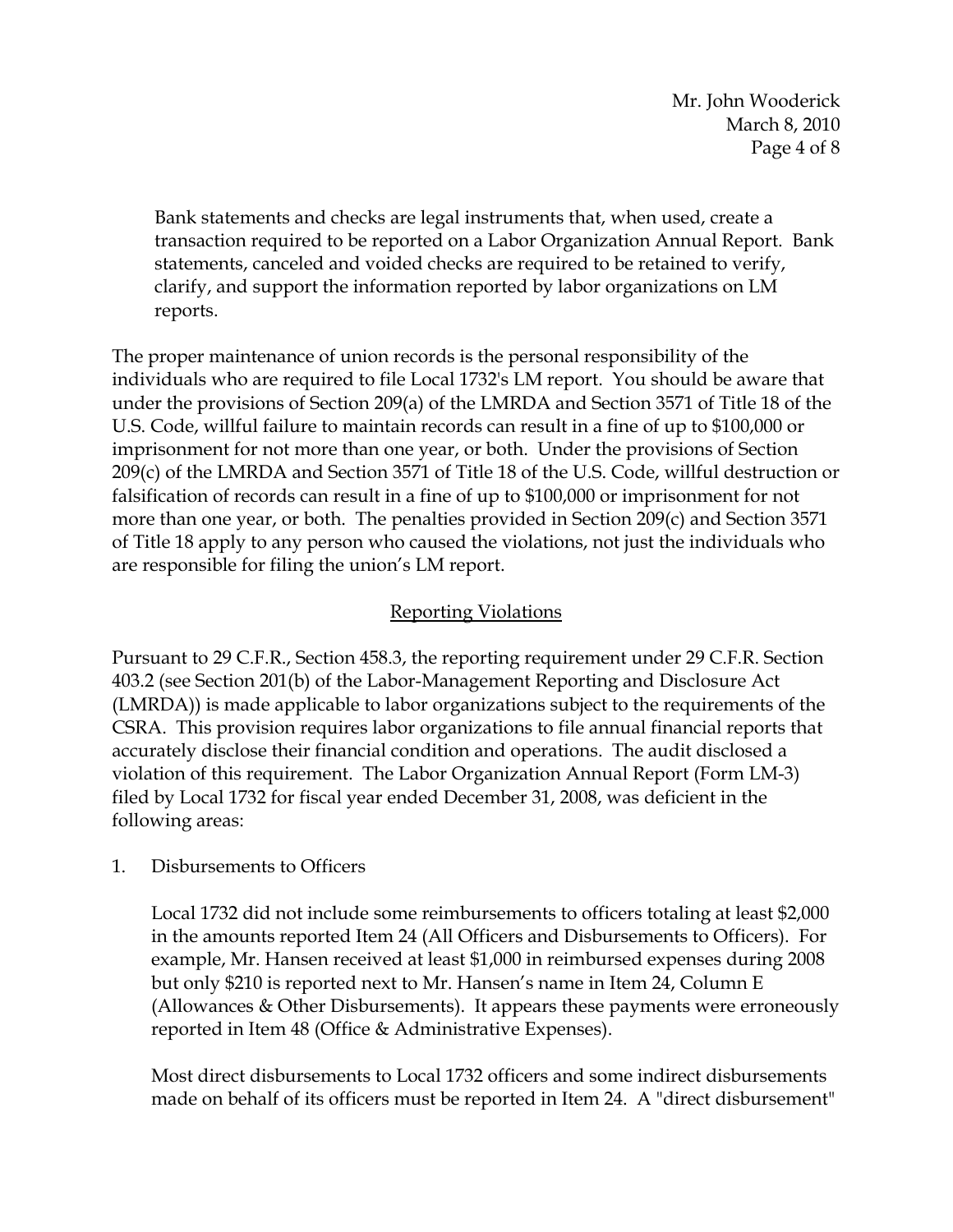Bank statements and checks are legal instruments that, when used, create a transaction required to be reported on a Labor Organization Annual Report. Bank statements, canceled and voided checks are required to be retained to verify, clarify, and support the information reported by labor organizations on LM reports.

The proper maintenance of union records is the personal responsibility of the individuals who are required to file Local 1732's LM report. You should be aware that under the provisions of Section 209(a) of the LMRDA and Section 3571 of Title 18 of the U.S. Code, willful failure to maintain records can result in a fine of up to $100,000 or imprisonment for not more than one year, or both. Under the provisions of Section 209(c) of the LMRDA and Section 3571 of Title 18 of the U.S. Code, willful destruction or falsification of records can result in a fine of up to $100,000 or imprisonment for not more than one year, or both. The penalties provided in Section 209(c) and Section 3571 of Title 18 apply to any person who caused the violations, not just the individuals who are responsible for filing the union's LM report.

## Reporting Violations

Pursuant to 29 C.F.R., Section 458.3, the reporting requirement under 29 C.F.R. Section 403.2 (see Section 201(b) of the Labor-Management Reporting and Disclosure Act (LMRDA)) is made applicable to labor organizations subject to the requirements of the CSRA. This provision requires labor organizations to file annual financial reports that accurately disclose their financial condition and operations. The audit disclosed a violation of this requirement. The Labor Organization Annual Report (Form LM-3) filed by Local 1732 for fiscal year ended December 31, 2008, was deficient in the following areas:

1. Disbursements to Officers

   Local 1732 did not include some reimbursements to officers totaling at least $2,000 in the amounts reported Item 24 (All Officers and Disbursements to Officers). For example, Mr. Hansen received at least $1,000 in reimbursed expenses during 2008 but only $210 is reported next to Mr. Hansen's name in Item 24, Column E (Allowances & Other Disbursements). It appears these payments were erroneously reported in Item 48 (Office & Administrative Expenses).

   Most direct disbursements to Local 1732 officers and some indirect disbursements made on behalf of its officers must be reported in Item 24. A "direct disbursement"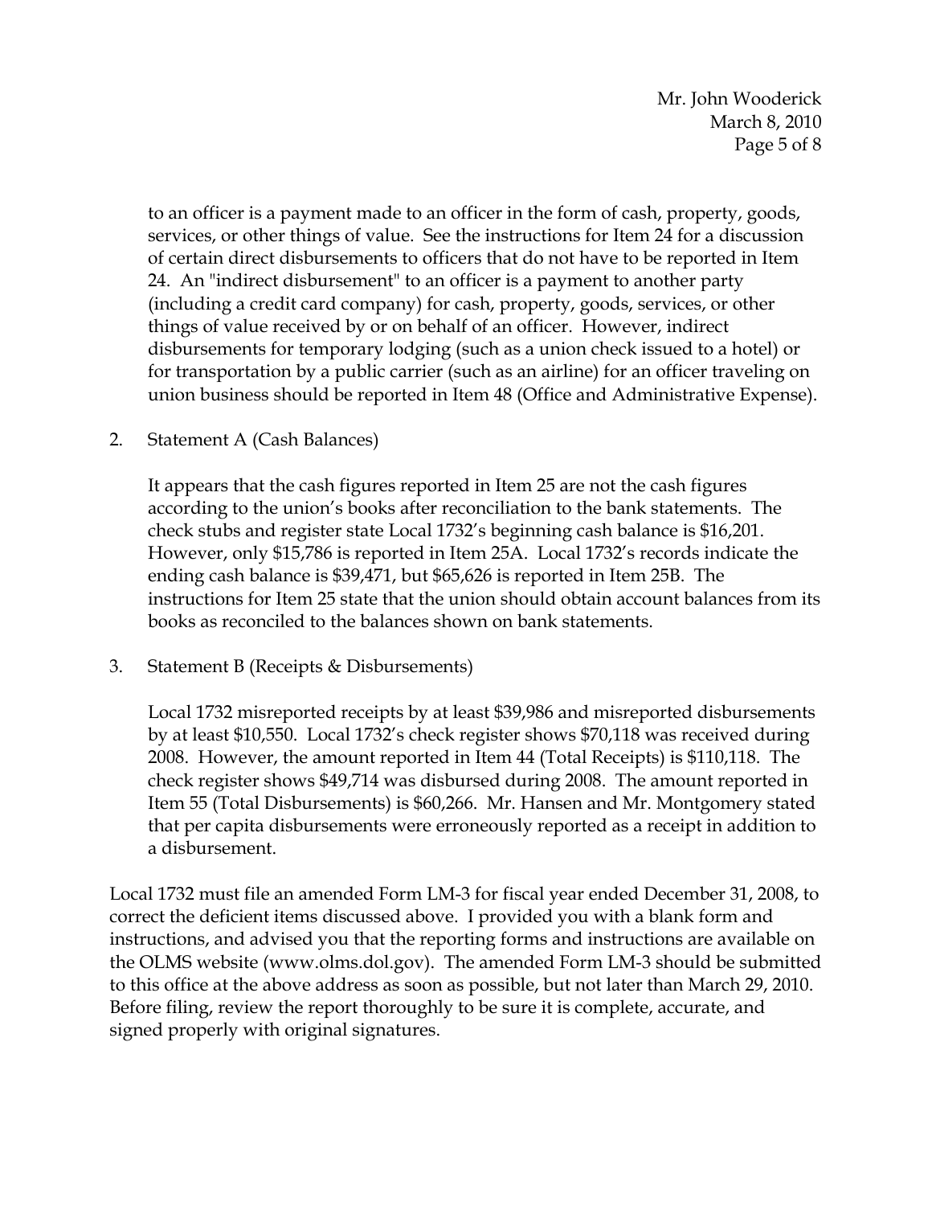to an officer is a payment made to an officer in the form of cash, property, goods, services, or other things of value. See the instructions for Item 24 for a discussion of certain direct disbursements to officers that do not have to be reported in Item 24. An "indirect disbursement" to an officer is a payment to another party (including a credit card company) for cash, property, goods, services, or other things of value received by or on behalf of an officer. However, indirect disbursements for temporary lodging (such as a union check issued to a hotel) or for transportation by a public carrier (such as an airline) for an officer traveling on union business should be reported in Item 48 (Office and Administrative Expense).

2. Statement A (Cash Balances)

   It appears that the cash figures reported in Item 25 are not the cash figures according to the union's books after reconciliation to the bank statements. The check stubs and register state Local 1732's beginning cash balance is $16,201. However, only $15,786 is reported in Item 25A. Local 1732's records indicate the ending cash balance is $39,471, but $65,626 is reported in Item 25B. The instructions for Item 25 state that the union should obtain account balances from its books as reconciled to the balances shown on bank statements.

3. Statement B (Receipts & Disbursements)

   Local 1732 misreported receipts by at least $39,986 and misreported disbursements by at least $10,550. Local 1732's check register shows $70,118 was received during 2008. However, the amount reported in Item 44 (Total Receipts) is $110,118. The check register shows $49,714 was disbursed during 2008. The amount reported in Item 55 (Total Disbursements) is $60,266. Mr. Hansen and Mr. Montgomery stated that per capita disbursements were erroneously reported as a receipt in addition to a disbursement.

Local 1732 must file an amended Form LM-3 for fiscal year ended December 31, 2008, to correct the deficient items discussed above. I provided you with a blank form and instructions, and advised you that the reporting forms and instructions are available on the OLMS website (www.olms.dol.gov). The amended Form LM-3 should be submitted to this office at the above address as soon as possible, but not later than March 29, 2010. Before filing, review the report thoroughly to be sure it is complete, accurate, and signed properly with original signatures.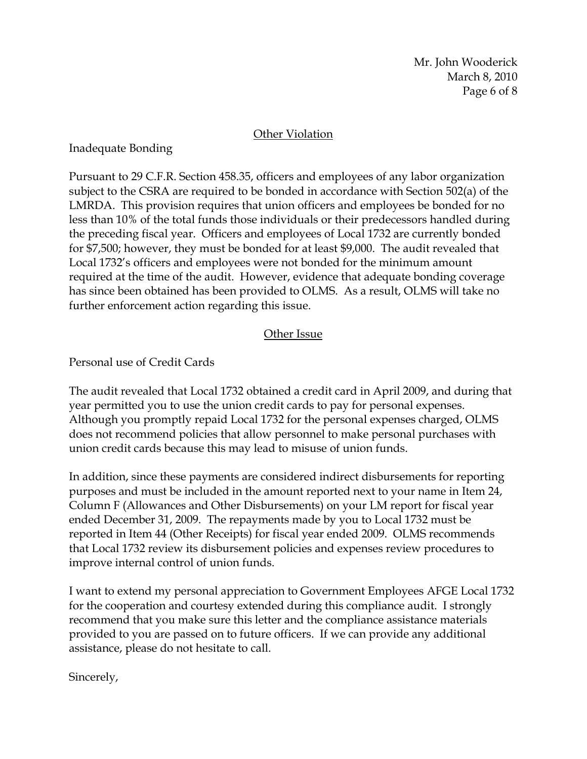Other Violation

Inadequate Bonding

Pursuant to 29 C.F.R. Section 458.35, officers and employees of any labor organization subject to the CSRA are required to be bonded in accordance with Section 502(a) of the LMRDA. This provision requires that union officers and employees be bonded for no less than 10% of the total funds those individuals or their predecessors handled during the preceding fiscal year. Officers and employees of Local 1732 are currently bonded for $7,500; however, they must be bonded for at least $9,000. The audit revealed that Local 1732's officers and employees were not bonded for the minimum amount required at the time of the audit. However, evidence that adequate bonding coverage has since been obtained has been provided to OLMS. As a result, OLMS will take no further enforcement action regarding this issue.

Other Issue

Personal use of Credit Cards

The audit revealed that Local 1732 obtained a credit card in April 2009, and during that year permitted you to use the union credit cards to pay for personal expenses. Although you promptly repaid Local 1732 for the personal expenses charged, OLMS does not recommend policies that allow personnel to make personal purchases with union credit cards because this may lead to misuse of union funds.

In addition, since these payments are considered indirect disbursements for reporting purposes and must be included in the amount reported next to your name in Item 24, Column F (Allowances and Other Disbursements) on your LM report for fiscal year ended December 31, 2009. The repayments made by you to Local 1732 must be reported in Item 44 (Other Receipts) for fiscal year ended 2009. OLMS recommends that Local 1732 review its disbursement policies and expenses review procedures to improve internal control of union funds.

I want to extend my personal appreciation to Government Employees AFGE Local 1732 for the cooperation and courtesy extended during this compliance audit. I strongly recommend that you make sure this letter and the compliance assistance materials provided to you are passed on to future officers. If we can provide any additional assistance, please do not hesitate to call.

Sincerely,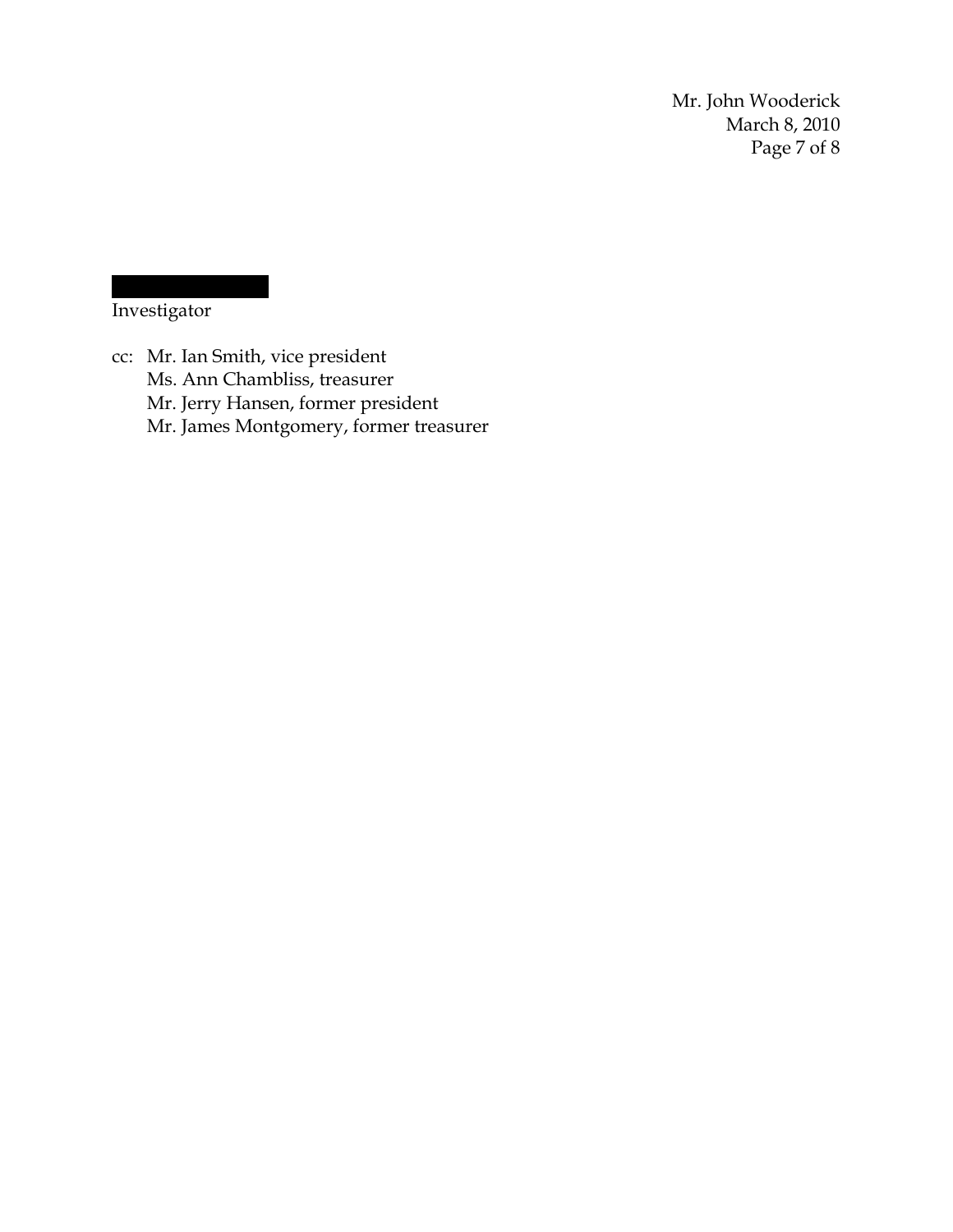Investigator

cc: Mr. Ian Smith, vice president
Ms. Ann Chambliss, treasurer
Mr. Jerry Hansen, former president
Mr. James Montgomery, former treasurer